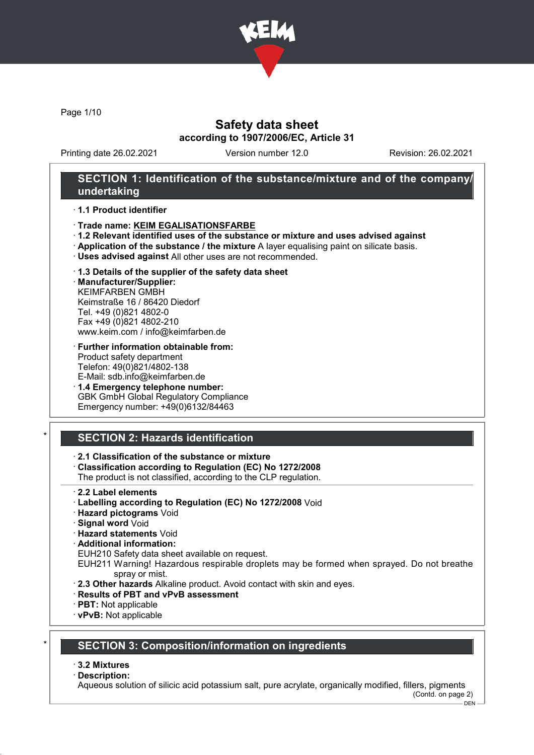# Safety data sheet

**according to 1907/2006/EC, Article 31**

Printing date 26.02.2021 Version number 12.0 Revision: 26.02.2021

## SECTION 1: Identification of the substance/mixture and of the company/undertaking

· **1.1 Product identifier**

· **Trade name: KEIM EGALISATIONSFARBE**

· **1.2 Relevant identified uses of the substance or mixture and uses advised against**

· **Application of the substance / the mixture** A layer equalising paint on silicate basis.

· **Uses advised against** All other uses are not recommended.

· **1.3 Details of the supplier of the safety data sheet**

· **Manufacturer/Supplier:**
KEIMFARBEN GMBH
Keimstraße 16 / 86420 Diedorf
Tel. +49 (0)821 4802-0
Fax +49 (0)821 4802-210
www.keim.com / info@keimfarben.de

· **Further information obtainable from:**
Product safety department
Telefon: 49(0)821/4802-138
E-Mail: sdb.info@keimfarben.de

· **1.4 Emergency telephone number:**
GBK GmbH Global Regulatory Compliance
Emergency number: +49(0)6132/84463

## * SECTION 2: Hazards identification

· **2.1 Classification of the substance or mixture**

· **Classification according to Regulation (EC) No 1272/2008**
The product is not classified, according to the CLP regulation.

· **2.2 Label elements**

· **Labelling according to Regulation (EC) No 1272/2008** Void

· **Hazard pictograms** Void

· **Signal word** Void

· **Hazard statements** Void

· **Additional information:**
EUH210 Safety data sheet available on request.
EUH211 Warning! Hazardous respirable droplets may be formed when sprayed. Do not breathe spray or mist.

· **2.3 Other hazards** Alkaline product. Avoid contact with skin and eyes.

· **Results of PBT and vPvB assessment**

· **PBT:** Not applicable

· **vPvB:** Not applicable

## * SECTION 3: Composition/information on ingredients

· **3.2 Mixtures**

· **Description:**
Aqueous solution of silicic acid potassium salt, pure acrylate, organically modified, fillers, pigments

(Contd. on page 2)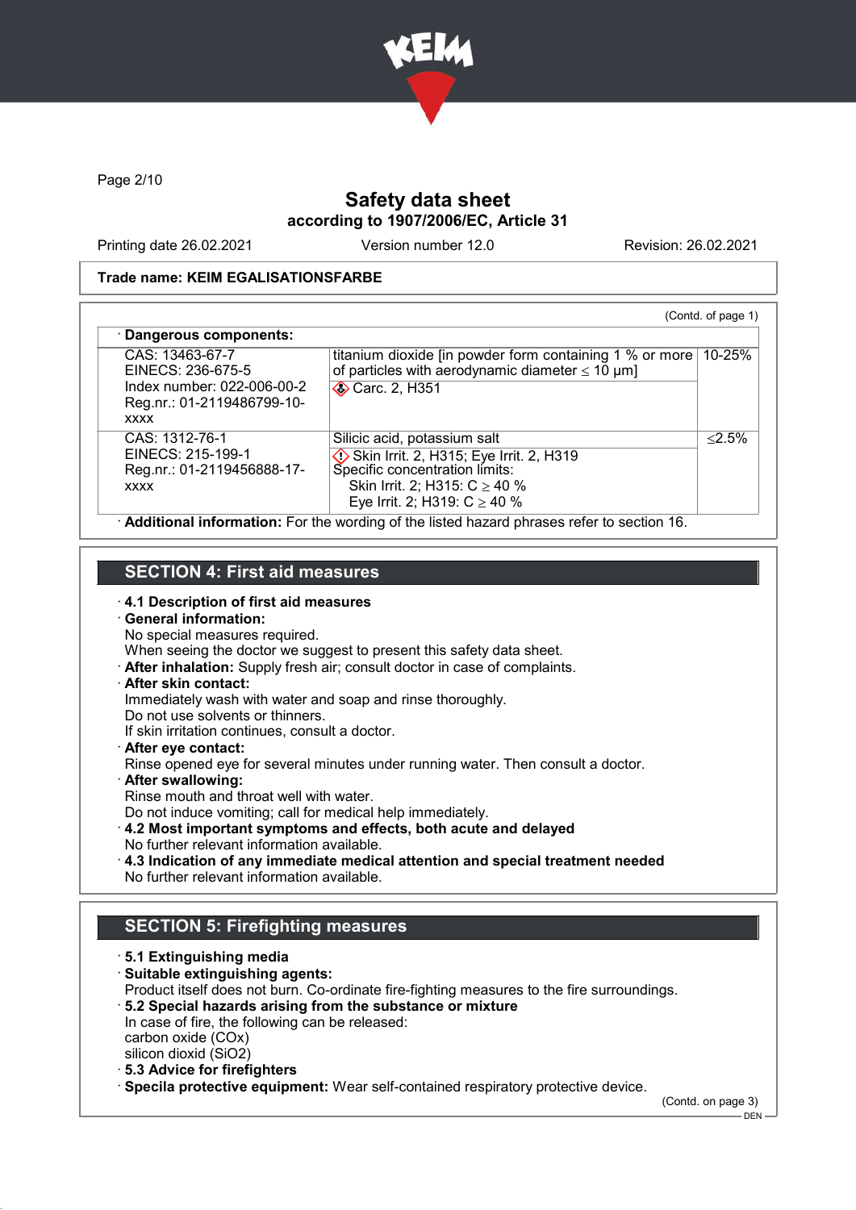Trade name: KEIM EGALISATIONSFARBE

(Contd. of page 1)

· **Dangerous components:**

| | | |
|---|---|---|
| CAS: 13463-67-7<br>EINECS: 236-675-5<br>Index number: 022-006-00-2<br>Reg.nr.: 01-2119486799-10-xxxx | titanium dioxide [in powder form containing 1 % or more of particles with aerodynamic diameter ≤ 10 μm]<br>Carc. 2, H351 | 10-25% |
| CAS: 1312-76-1<br>EINECS: 215-199-1<br>Reg.nr.: 01-2119456888-17-xxxx | Silicic acid, potassium salt<br>Skin Irrit. 2, H315; Eye Irrit. 2, H319<br>Specific concentration limits:<br>Skin Irrit. 2; H315: C ≥ 40 %<br>Eye Irrit. 2; H319: C ≥ 40 % | ≤2.5% |

· **Additional information:** For the wording of the listed hazard phrases refer to section 16.

## SECTION 4: First aid measures

· **4.1 Description of first aid measures**

· **General information:**
No special measures required.
When seeing the doctor we suggest to present this safety data sheet.

· **After inhalation:** Supply fresh air; consult doctor in case of complaints.

· **After skin contact:**
Immediately wash with water and soap and rinse thoroughly.
Do not use solvents or thinners.
If skin irritation continues, consult a doctor.

· **After eye contact:**
Rinse opened eye for several minutes under running water. Then consult a doctor.

· **After swallowing:**
Rinse mouth and throat well with water.
Do not induce vomiting; call for medical help immediately.

· **4.2 Most important symptoms and effects, both acute and delayed**
No further relevant information available.

· **4.3 Indication of any immediate medical attention and special treatment needed**
No further relevant information available.

## SECTION 5: Firefighting measures

· **5.1 Extinguishing media**

· **Suitable extinguishing agents:**
Product itself does not burn. Co-ordinate fire-fighting measures to the fire surroundings.

· **5.2 Special hazards arising from the substance or mixture**
In case of fire, the following can be released:
carbon oxide (COx)
silicon dioxid ($SiO_2$)

· **5.3 Advice for firefighters**

· **Specila protective equipment:** Wear self-contained respiratory protective device.

(Contd. on page 3)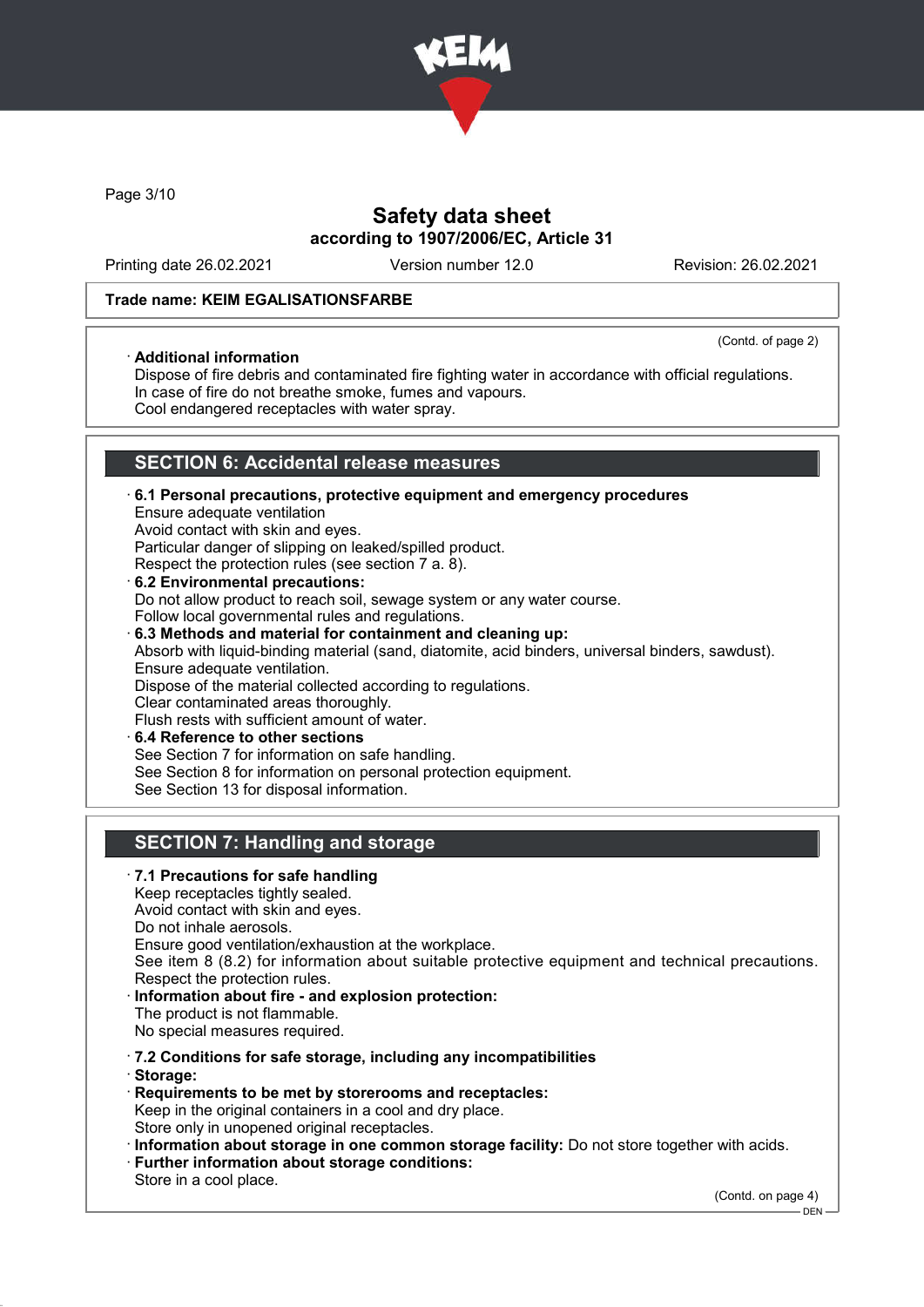Trade name: KEIM EGALISATIONSFARBE

(Contd. of page 2)

· **Additional information**

Dispose of fire debris and contaminated fire fighting water in accordance with official regulations.
In case of fire do not breathe smoke, fumes and vapours.
Cool endangered receptacles with water spray.

## SECTION 6: Accidental release measures

· **6.1 Personal precautions, protective equipment and emergency procedures**

Ensure adequate ventilation
Avoid contact with skin and eyes.
Particular danger of slipping on leaked/spilled product.
Respect the protection rules (see section 7 a. 8).

· **6.2 Environmental precautions:**

Do not allow product to reach soil, sewage system or any water course.
Follow local governmental rules and regulations.

· **6.3 Methods and material for containment and cleaning up:**

Absorb with liquid-binding material (sand, diatomite, acid binders, universal binders, sawdust).
Ensure adequate ventilation.
Dispose of the material collected according to regulations.
Clear contaminated areas thoroughly.
Flush rests with sufficient amount of water.

· **6.4 Reference to other sections**

See Section 7 for information on safe handling.
See Section 8 for information on personal protection equipment.
See Section 13 for disposal information.

## SECTION 7: Handling and storage

· **7.1 Precautions for safe handling**

Keep receptacles tightly sealed.
Avoid contact with skin and eyes.
Do not inhale aerosols.
Ensure good ventilation/exhaustion at the workplace.
See item 8 (8.2) for information about suitable protective equipment and technical precautions.
Respect the protection rules.

· **Information about fire - and explosion protection:**

The product is not flammable.
No special measures required.

· **7.2 Conditions for safe storage, including any incompatibilities**

· **Storage:**

· **Requirements to be met by storerooms and receptacles:**

Keep in the original containers in a cool and dry place.
Store only in unopened original receptacles.

· **Information about storage in one common storage facility:** Do not store together with acids.

· **Further information about storage conditions:**

Store in a cool place.

(Contd. on page 4)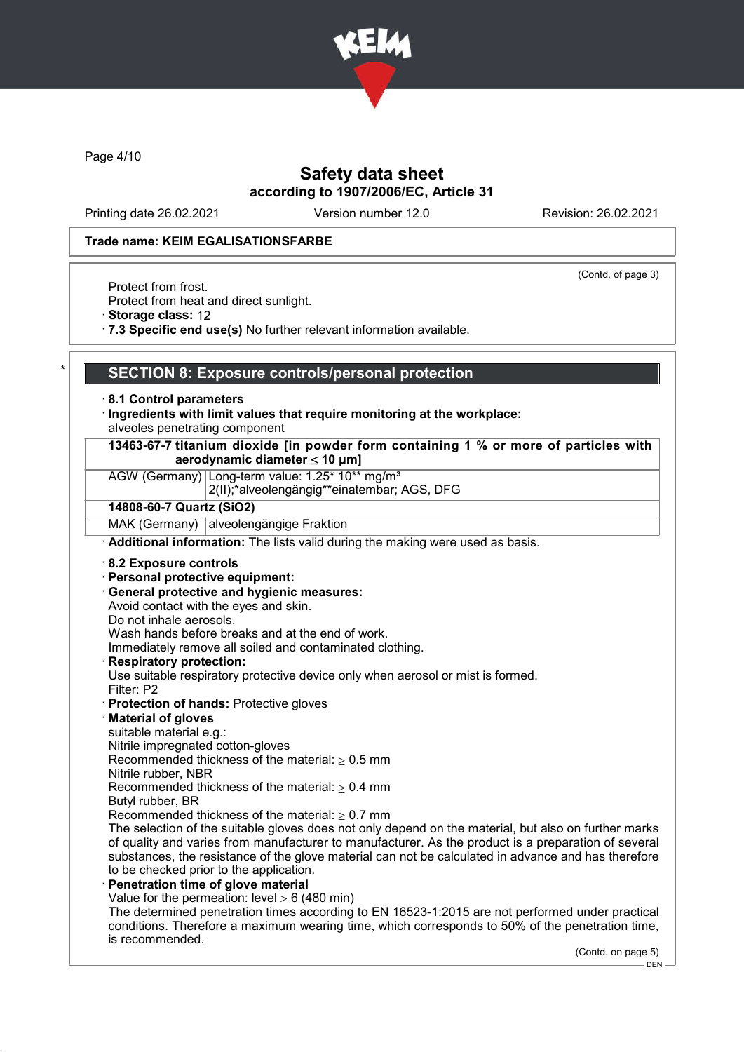Trade name: KEIM EGALISATIONSFARBE

(Contd. of page 3)

Protect from frost.
Protect from heat and direct sunlight.
· **Storage class:** 12
· **7.3 Specific end use(s)** No further relevant information available.

## SECTION 8: Exposure controls/personal protection

· **8.1 Control parameters**
· **Ingredients with limit values that require monitoring at the workplace:**
alveoles penetrating component

| **13463-67-7 titanium dioxide [in powder form containing 1 % or more of particles with aerodynamic diameter ≤ 10 μm]** | |
|---|---|
| AGW (Germany) | Long-term value: 1.25* 10** mg/m³<br>2(II);*alveolengängig**einatembar; AGS, DFG |
| **14808-60-7 Quartz ($SiO_2$)** | |
| MAK (Germany) | alveolengängige Fraktion |

· **Additional information:** The lists valid during the making were used as basis.

· **8.2 Exposure controls**
· **Personal protective equipment:**
· **General protective and hygienic measures:**
Avoid contact with the eyes and skin.
Do not inhale aerosols.
Wash hands before breaks and at the end of work.
Immediately remove all soiled and contaminated clothing.
· **Respiratory protection:**
Use suitable respiratory protective device only when aerosol or mist is formed.
Filter: P2
· **Protection of hands:** Protective gloves
· **Material of gloves**
suitable material e.g.:
Nitrile impregnated cotton-gloves
Recommended thickness of the material: ≥ 0.5 mm
Nitrile rubber, NBR
Recommended thickness of the material: ≥ 0.4 mm
Butyl rubber, BR
Recommended thickness of the material: ≥ 0.7 mm
The selection of the suitable gloves does not only depend on the material, but also on further marks of quality and varies from manufacturer to manufacturer. As the product is a preparation of several substances, the resistance of the glove material can not be calculated in advance and has therefore to be checked prior to the application.
· **Penetration time of glove material**
Value for the permeation: level ≥ 6 (480 min)
The determined penetration times according to EN 16523-1:2015 are not performed under practical conditions. Therefore a maximum wearing time, which corresponds to 50% of the penetration time, is recommended.

(Contd. on page 5)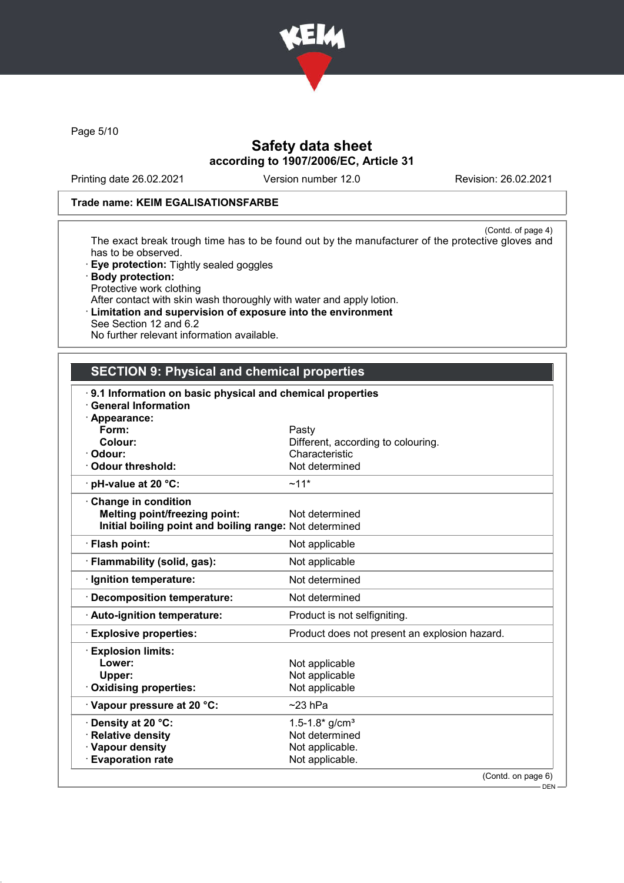Trade name: KEIM EGALISATIONSFARBE

(Contd. of page 4)

The exact break trough time has to be found out by the manufacturer of the protective gloves and has to be observed.

- **Eye protection:** Tightly sealed goggles
- **Body protection:**
  Protective work clothing
  After contact with skin wash thoroughly with water and apply lotion.
- **Limitation and supervision of exposure into the environment**
  See Section 12 and 6.2
  No further relevant information available.

## SECTION 9: Physical and chemical properties

- **9.1 Information on basic physical and chemical properties**
- **General Information**
- **Appearance:**

| Property | Value |
|---|---|
| **Form:** | Pasty |
| **Colour:** | Different, according to colouring. |
| **Odour:** | Characteristic |
| **Odour threshold:** | Not determined |
| **pH-value at 20 °C:** | ~11* |
| **Change in condition** | |
| **Melting point/freezing point:** | Not determined |
| **Initial boiling point and boiling range:** | Not determined |
| **Flash point:** | Not applicable |
| **Flammability (solid, gas):** | Not applicable |
| **Ignition temperature:** | Not determined |
| **Decomposition temperature:** | Not determined |
| **Auto-ignition temperature:** | Product is not selfigniting. |
| **Explosive properties:** | Product does not present an explosion hazard. |
| **Explosion limits:** | |
| **Lower:** | Not applicable |
| **Upper:** | Not applicable |
| **Oxidising properties:** | Not applicable |
| **Vapour pressure at 20 °C:** | ~23 hPa |
| **Density at 20 °C:** | 1.5-1.8* g/cm³ |
| **Relative density** | Not determined |
| **Vapour density** | Not applicable. |
| **Evaporation rate** | Not applicable. |

(Contd. on page 6)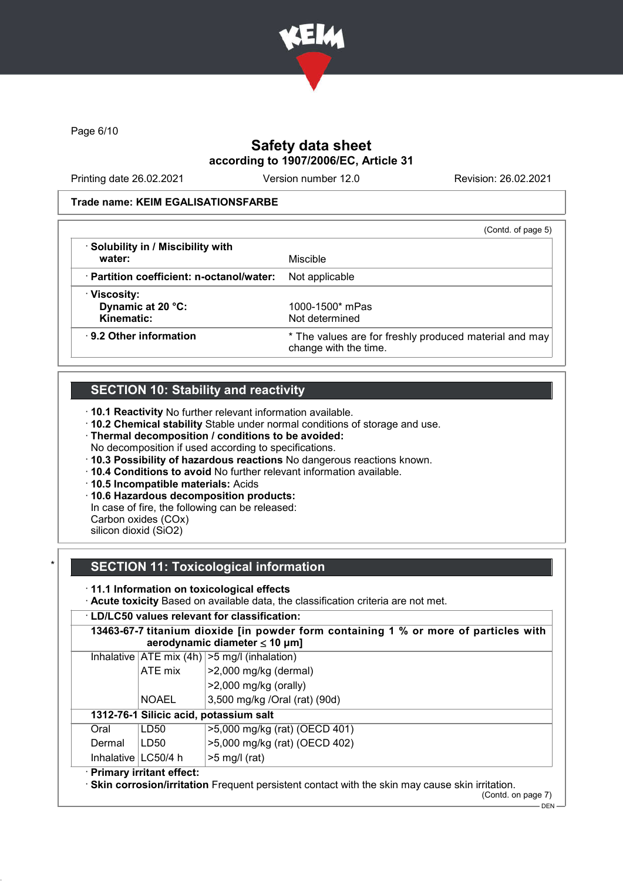Safety data sheet
according to 1907/2006/EC, Article 31

Printing date 26.02.2021 Version number 12.0 Revision: 26.02.2021

**Trade name: KEIM EGALISATIONSFARBE**

(Contd. of page 5)

| | |
|---|---|
| · **Solubility in / Miscibility with water:** | Miscible |
| · **Partition coefficient: n-octanol/water:** | Not applicable |
| · **Viscosity:**<br>**Dynamic at 20 °C:**<br>**Kinematic:** | <br>1000-1500* mPas<br>Not determined |
| · **9.2 Other information** | * The values are for freshly produced material and may change with the time. |

## SECTION 10: Stability and reactivity

· **10.1 Reactivity** No further relevant information available.
· **10.2 Chemical stability** Stable under normal conditions of storage and use.
· **Thermal decomposition / conditions to be avoided:**
No decomposition if used according to specifications.
· **10.3 Possibility of hazardous reactions** No dangerous reactions known.
· **10.4 Conditions to avoid** No further relevant information available.
· **10.5 Incompatible materials:** Acids
· **10.6 Hazardous decomposition products:**
In case of fire, the following can be released:
Carbon oxides (COx)
silicon dioxid (SiO2)

## SECTION 11: Toxicological information

· **11.1 Information on toxicological effects**
· **Acute toxicity** Based on available data, the classification criteria are not met.

| · **LD/LC50 values relevant for classification:** | | |
|---|---|---|
| **13463-67-7 titanium dioxide [in powder form containing 1 % or more of particles with aerodynamic diameter ≤ 10 μm]** | | |
| Inhalative | ATE mix (4h) | >5 mg/l (inhalation) |
| | ATE mix | >2,000 mg/kg (dermal) |
| | | >2,000 mg/kg (orally) |
| | NOAEL | 3,500 mg/kg /Oral (rat) (90d) |
| **1312-76-1 Silicic acid, potassium salt** | | |
| Oral | LD50 | >5,000 mg/kg (rat) (OECD 401) |
| Dermal | LD50 | >5,000 mg/kg (rat) (OECD 402) |
| Inhalative | LC50/4 h | >5 mg/l (rat) |

· **Primary irritant effect:**
· **Skin corrosion/irritation** Frequent persistent contact with the skin may cause skin irritation.

(Contd. on page 7)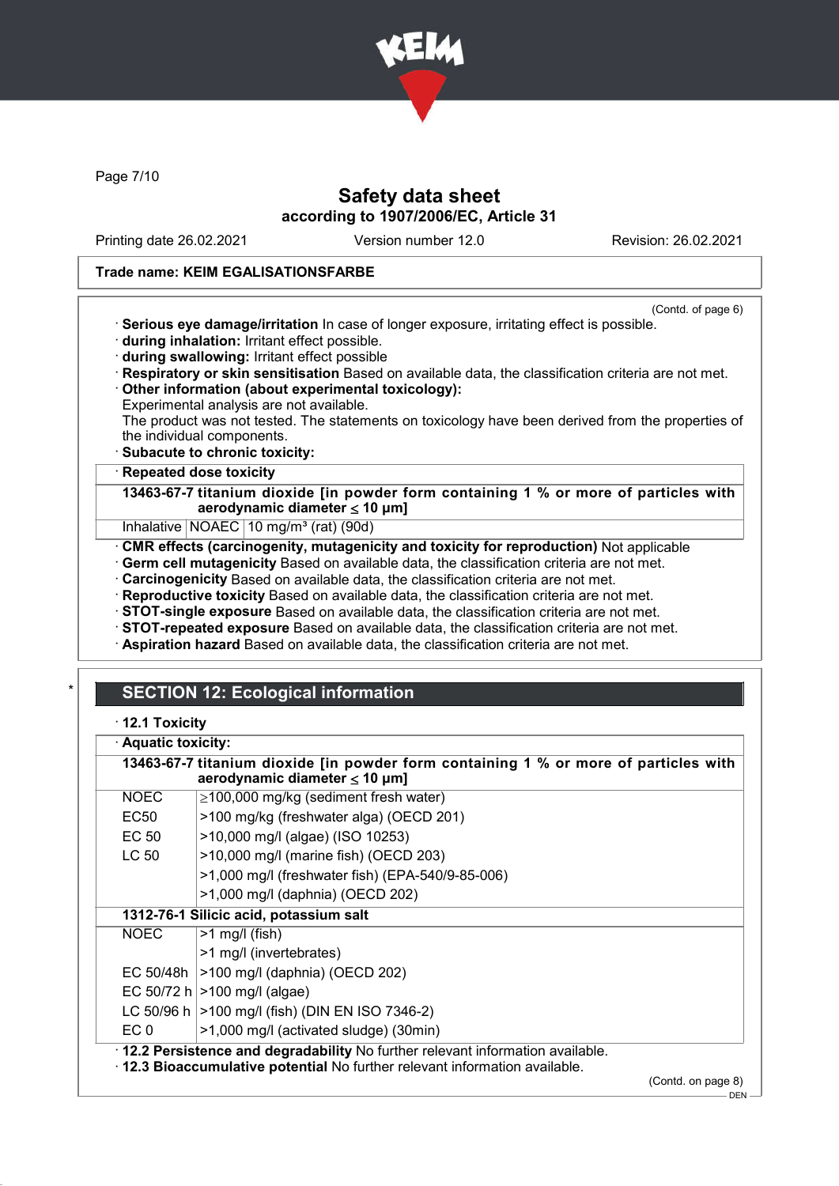**Safety data sheet**
**according to 1907/2006/EC, Article 31**

Printing date 26.02.2021 Version number 12.0 Revision: 26.02.2021

**Trade name: KEIM EGALISATIONSFARBE**

(Contd. of page 6)

· **Serious eye damage/irritation** In case of longer exposure, irritating effect is possible.
· **during inhalation:** Irritant effect possible.
· **during swallowing:** Irritant effect possible
· **Respiratory or skin sensitisation** Based on available data, the classification criteria are not met.
· **Other information (about experimental toxicology):**
Experimental analysis are not available.
The product was not tested. The statements on toxicology have been derived from the properties of the individual components.
· **Subacute to chronic toxicity:**

| · **Repeated dose toxicity** | | |
|---|---|---|
| **13463-67-7 titanium dioxide [in powder form containing 1 % or more of particles with aerodynamic diameter ≤ 10 μm]** | | |
| Inhalative | NOAEC | 10 mg/m³ (rat) (90d) |

· **CMR effects (carcinogenity, mutagenicity and toxicity for reproduction)** Not applicable
· **Germ cell mutagenicity** Based on available data, the classification criteria are not met.
· **Carcinogenicity** Based on available data, the classification criteria are not met.
· **Reproductive toxicity** Based on available data, the classification criteria are not met.
· **STOT-single exposure** Based on available data, the classification criteria are not met.
· **STOT-repeated exposure** Based on available data, the classification criteria are not met.
· **Aspiration hazard** Based on available data, the classification criteria are not met.

## * SECTION 12: Ecological information

· **12.1 Toxicity**

| · **Aquatic toxicity:** | |
|---|---|
| **13463-67-7 titanium dioxide [in powder form containing 1 % or more of particles with aerodynamic diameter ≤ 10 μm]** | |
| NOEC | ≥100,000 mg/kg (sediment fresh water) |
| EC50 | >100 mg/kg (freshwater alga) (OECD 201) |
| EC 50 | >10,000 mg/l (algae) (ISO 10253) |
| LC 50 | >10,000 mg/l (marine fish) (OECD 203) |
| | >1,000 mg/l (freshwater fish) (EPA-540/9-85-006) |
| | >1,000 mg/l (daphnia) (OECD 202) |
| **1312-76-1 Silicic acid, potassium salt** | |
| NOEC | >1 mg/l (fish) |
| | >1 mg/l (invertebrates) |
| EC 50/48h | >100 mg/l (daphnia) (OECD 202) |
| EC 50/72 h | >100 mg/l (algae) |
| LC 50/96 h | >100 mg/l (fish) (DIN EN ISO 7346-2) |
| EC 0 | >1,000 mg/l (activated sludge) (30min) |

· **12.2 Persistence and degradability** No further relevant information available.
· **12.3 Bioaccumulative potential** No further relevant information available.

(Contd. on page 8)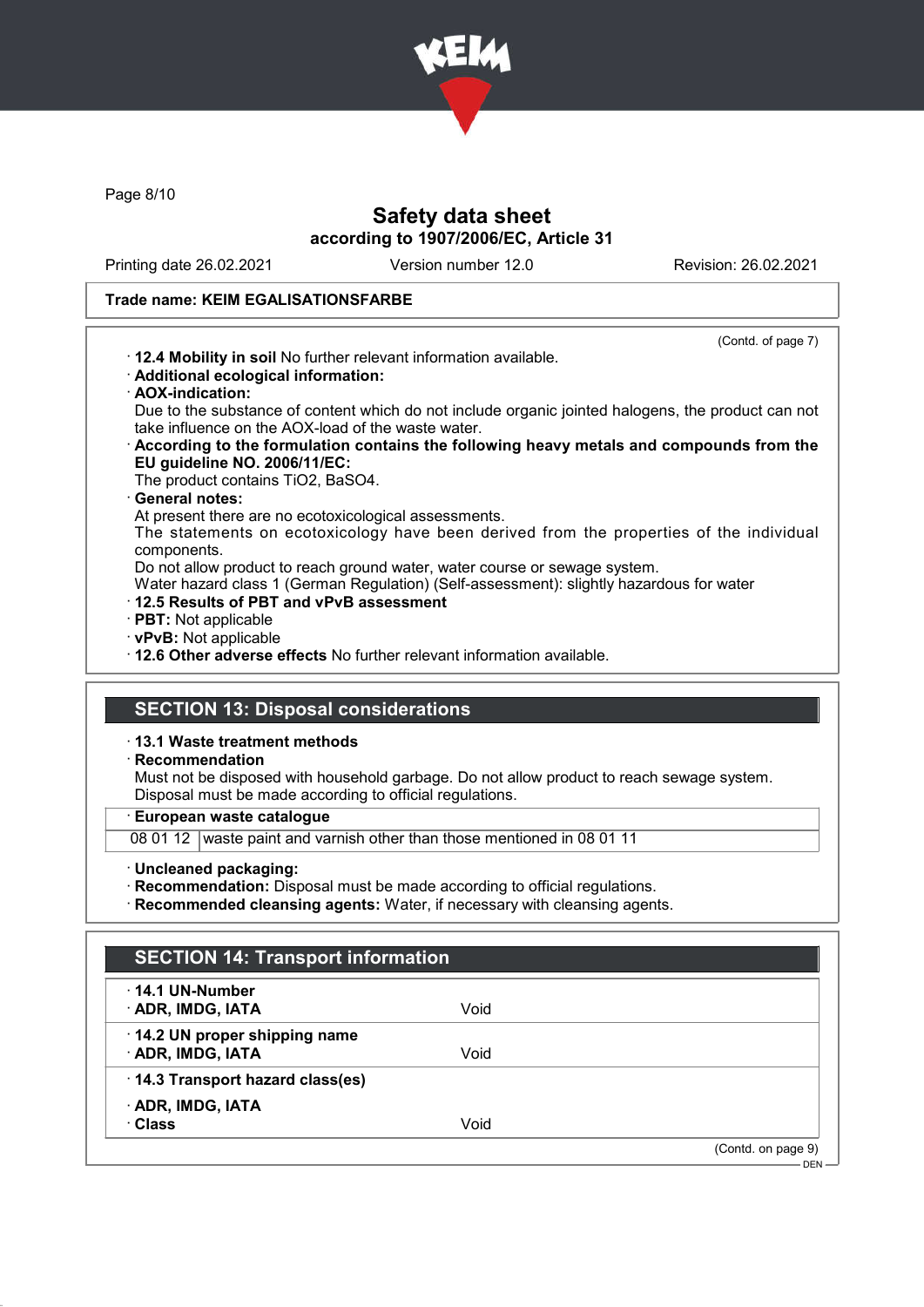**Trade name: KEIM EGALISATIONSFARBE**

(Contd. of page 7)

- **12.4 Mobility in soil** No further relevant information available.
- **Additional ecological information:**
- **AOX-indication:**
  Due to the substance of content which do not include organic jointed halogens, the product can not take influence on the AOX-load of the waste water.
- **According to the formulation contains the following heavy metals and compounds from the EU guideline NO. 2006/11/EC:**
  The product contains $TiO_2$, $BaSO_4$.
- **General notes:**
  At present there are no ecotoxicological assessments.
  The statements on ecotoxicology have been derived from the properties of the individual components.
  Do not allow product to reach ground water, water course or sewage system.
  Water hazard class 1 (German Regulation) (Self-assessment): slightly hazardous for water
- **12.5 Results of PBT and vPvB assessment**
- **PBT:** Not applicable
- **vPvB:** Not applicable
- **12.6 Other adverse effects** No further relevant information available.

## SECTION 13: Disposal considerations

- **13.1 Waste treatment methods**
- **Recommendation**
  Must not be disposed with household garbage. Do not allow product to reach sewage system.
  Disposal must be made according to official regulations.

| European waste catalogue | |
|---|---|
| 08 01 12 | waste paint and varnish other than those mentioned in 08 01 11 |

- **Uncleaned packaging:**
- **Recommendation:** Disposal must be made according to official regulations.
- **Recommended cleansing agents:** Water, if necessary with cleansing agents.

## SECTION 14: Transport information

| | |
|---|---|
| **14.1 UN-Number** | |
| **ADR, IMDG, IATA** | Void |
| **14.2 UN proper shipping name** | |
| **ADR, IMDG, IATA** | Void |
| **14.3 Transport hazard class(es)** | |
| **ADR, IMDG, IATA** | |
| **Class** | Void |

(Contd. on page 9)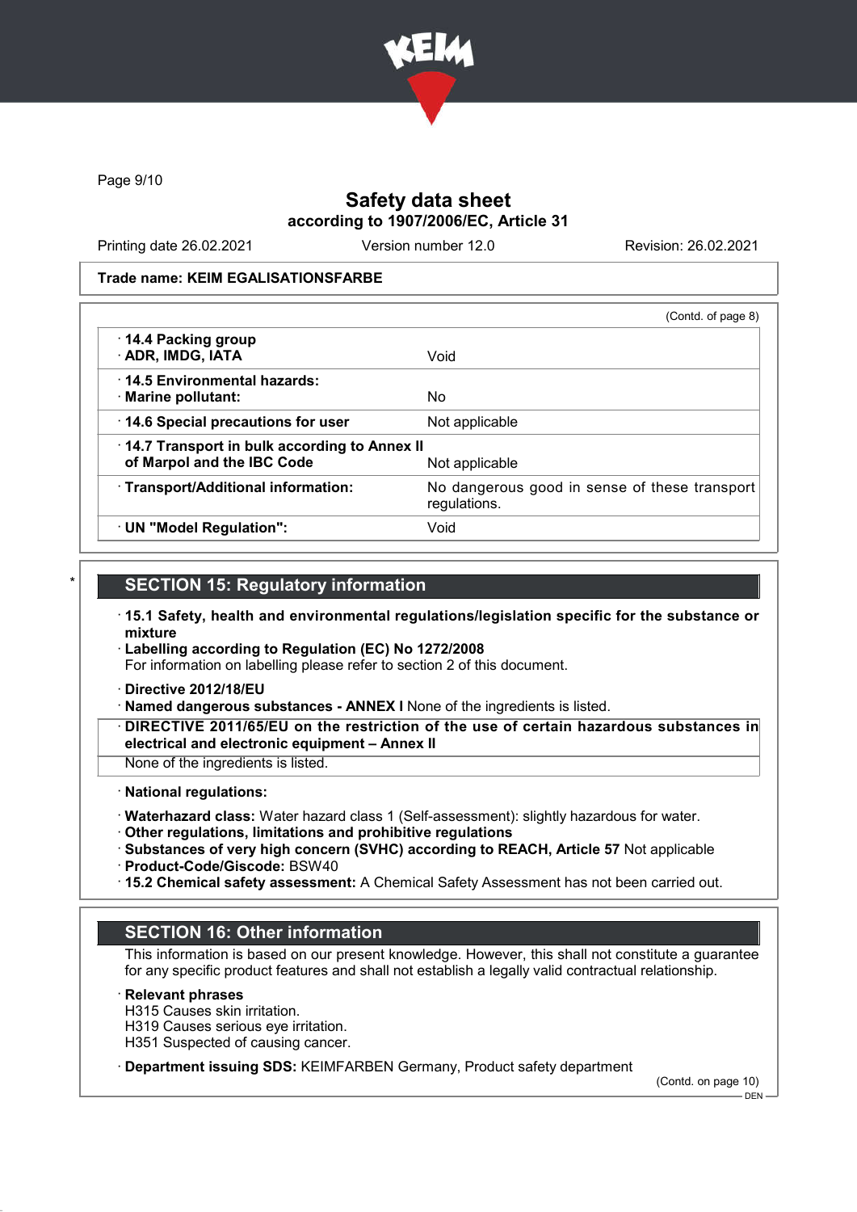Trade name: KEIM EGALISATIONSFARBE

(Contd. of page 8)

| | |
|---|---|
| · **14.4 Packing group** · **ADR, IMDG, IATA** | Void |
| · **14.5 Environmental hazards:** · **Marine pollutant:** | No |
| · **14.6 Special precautions for user** | Not applicable |
| · **14.7 Transport in bulk according to Annex II of Marpol and the IBC Code** | Not applicable |
| · **Transport/Additional information:** | No dangerous good in sense of these transport regulations. |
| · **UN "Model Regulation":** | Void |

## SECTION 15: Regulatory information

· **15.1 Safety, health and environmental regulations/legislation specific for the substance or mixture**

· **Labelling according to Regulation (EC) No 1272/2008**
For information on labelling please refer to section 2 of this document.

· **Directive 2012/18/EU**

· **Named dangerous substances - ANNEX I** None of the ingredients is listed.

· **DIRECTIVE 2011/65/EU on the restriction of the use of certain hazardous substances in electrical and electronic equipment – Annex II**
None of the ingredients is listed.

· **National regulations:**

· **Waterhazard class:** Water hazard class 1 (Self-assessment): slightly hazardous for water.
· **Other regulations, limitations and prohibitive regulations**
· **Substances of very high concern (SVHC) according to REACH, Article 57** Not applicable
· **Product-Code/Giscode:** BSW40
· **15.2 Chemical safety assessment:** A Chemical Safety Assessment has not been carried out.

## SECTION 16: Other information

This information is based on our present knowledge. However, this shall not constitute a guarantee for any specific product features and shall not establish a legally valid contractual relationship.

· **Relevant phrases**
H315 Causes skin irritation.
H319 Causes serious eye irritation.
H351 Suspected of causing cancer.

· **Department issuing SDS:** KEIMFARBEN Germany, Product safety department

(Contd. on page 10)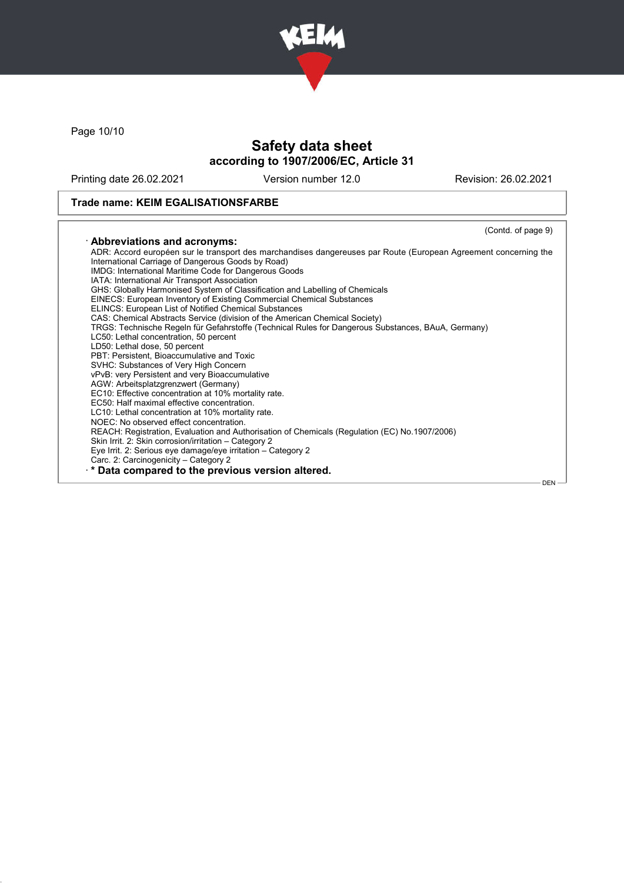# Safety data sheet
## according to 1907/2006/EC, Article 31

Printing date 26.02.2021 | Version number 12.0 | Revision: 26.02.2021

**Trade name: KEIM EGALISATIONSFARBE**

(Contd. of page 9)

· **Abbreviations and acronyms:**

ADR: Accord européen sur le transport des marchandises dangereuses par Route (European Agreement concerning the International Carriage of Dangerous Goods by Road)
IMDG: International Maritime Code for Dangerous Goods
IATA: International Air Transport Association
GHS: Globally Harmonised System of Classification and Labelling of Chemicals
EINECS: European Inventory of Existing Commercial Chemical Substances
ELINCS: European List of Notified Chemical Substances
CAS: Chemical Abstracts Service (division of the American Chemical Society)
TRGS: Technische Regeln für Gefahrstoffe (Technical Rules for Dangerous Substances, BAuA, Germany)
LC50: Lethal concentration, 50 percent
LD50: Lethal dose, 50 percent
PBT: Persistent, Bioaccumulative and Toxic
SVHC: Substances of Very High Concern
vPvB: very Persistent and very Bioaccumulative
AGW: Arbeitsplatzgrenzwert (Germany)
EC10: Effective concentration at 10% mortality rate.
EC50: Half maximal effective concentration.
LC10: Lethal concentration at 10% mortality rate.
NOEC: No observed effect concentration.
REACH: Registration, Evaluation and Authorisation of Chemicals (Regulation (EC) No.1907/2006)
Skin Irrit. 2: Skin corrosion/irritation – Category 2
Eye Irrit. 2: Serious eye damage/eye irritation – Category 2
Carc. 2: Carcinogenicity – Category 2

· **\* Data compared to the previous version altered.**

DEN